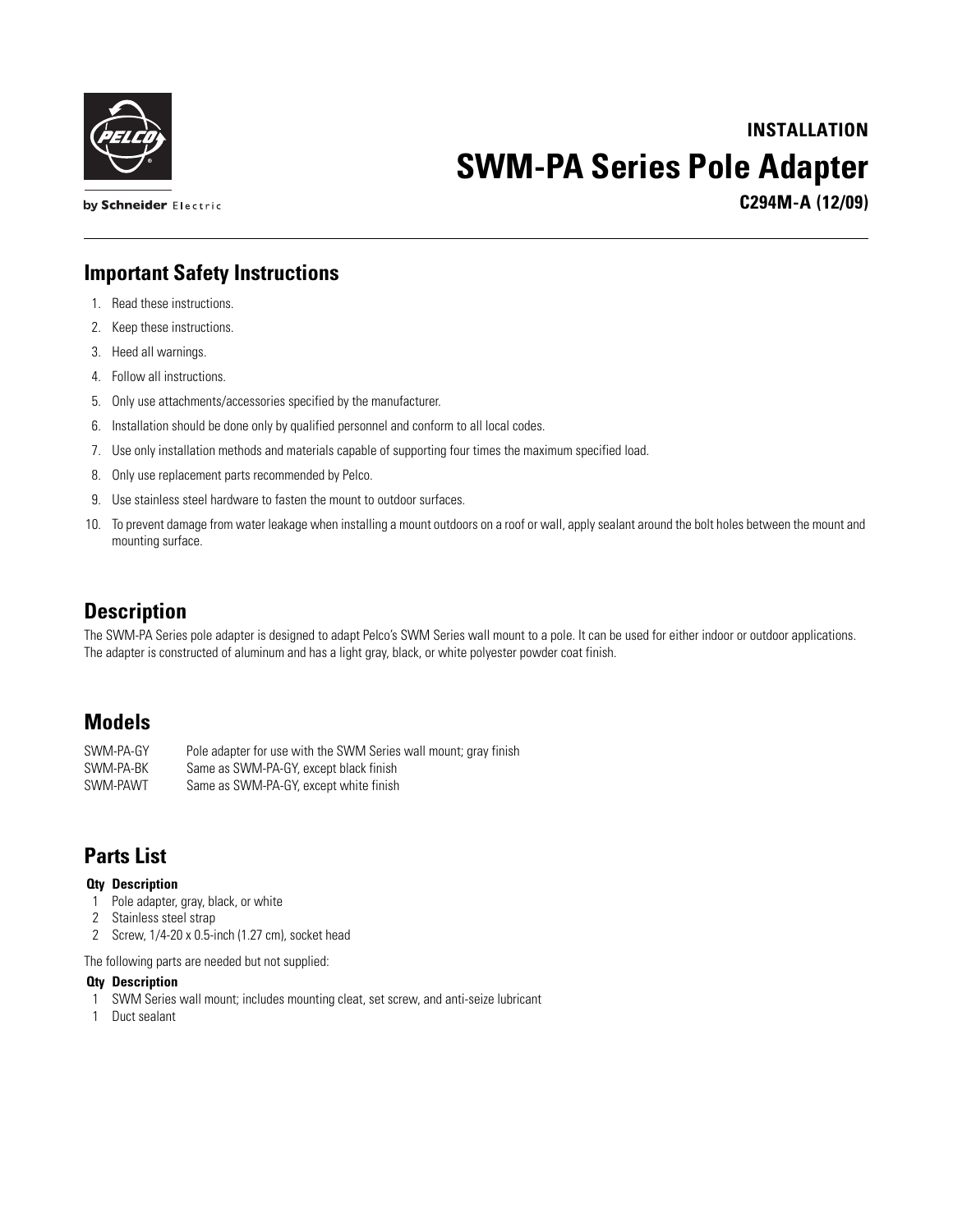INSTALLATION

# SWM-PA Series Pole Adapter

**C294M-A (12/09)**

by Schneider Electric

## Important Safety Instructions

1. Read these instructions.
2. Keep these instructions.
3. Heed all warnings.
4. Follow all instructions.
5. Only use attachments/accessories specified by the manufacturer.
6. Installation should be done only by qualified personnel and conform to all local codes.
7. Use only installation methods and materials capable of supporting four times the maximum specified load.
8. Only use replacement parts recommended by Pelco.
9. Use stainless steel hardware to fasten the mount to outdoor surfaces.
10. To prevent damage from water leakage when installing a mount outdoors on a roof or wall, apply sealant around the bolt holes between the mount and mounting surface.

## Description

The SWM-PA Series pole adapter is designed to adapt Pelco's SWM Series wall mount to a pole. It can be used for either indoor or outdoor applications. The adapter is constructed of aluminum and has a light gray, black, or white polyester powder coat finish.

## Models

| | |
|---|---|
| SWM-PA-GY | Pole adapter for use with the SWM Series wall mount; gray finish |
| SWM-PA-BK | Same as SWM-PA-GY, except black finish |
| SWM-PAWT | Same as SWM-PA-GY, except white finish |

## Parts List

| Qty | Description |
|---|---|
| 1 | Pole adapter, gray, black, or white |
| 2 | Stainless steel strap |
| 2 | Screw, 1/4-20 x 0.5-inch (1.27 cm), socket head |

The following parts are needed but not supplied:

| Qty | Description |
|---|---|
| 1 | SWM Series wall mount; includes mounting cleat, set screw, and anti-seize lubricant |
| 1 | Duct sealant |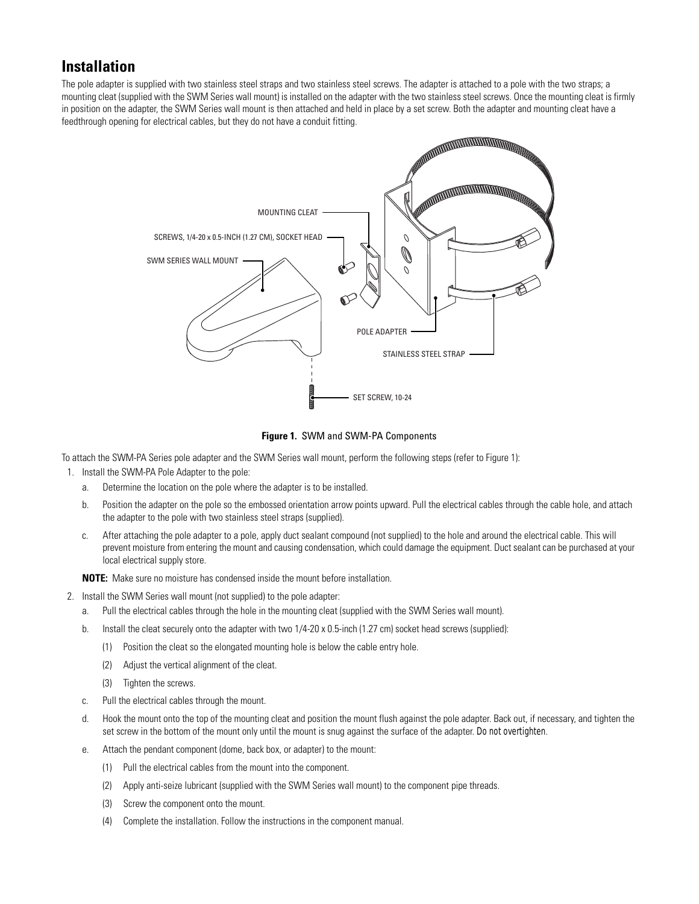## Installation

The pole adapter is supplied with two stainless steel straps and two stainless steel screws. The adapter is attached to a pole with the two straps; a mounting cleat (supplied with the SWM Series wall mount) is installed on the adapter with the two stainless steel screws. Once the mounting cleat is firmly in position on the adapter, the SWM Series wall mount is then attached and held in place by a set screw. Both the adapter and mounting cleat have a feedthrough opening for electrical cables, but they do not have a conduit fitting.

**Figure 1.** SWM and SWM-PA Components

To attach the SWM-PA Series pole adapter and the SWM Series wall mount, perform the following steps (refer to Figure 1):

1. Install the SWM-PA Pole Adapter to the pole:
   a. Determine the location on the pole where the adapter is to be installed.
   b. Position the adapter on the pole so the embossed orientation arrow points upward. Pull the electrical cables through the cable hole, and attach the adapter to the pole with two stainless steel straps (supplied).
   c. After attaching the pole adapter to a pole, apply duct sealant compound (not supplied) to the hole and around the electrical cable. This will prevent moisture from entering the mount and causing condensation, which could damage the equipment. Duct sealant can be purchased at your local electrical supply store.

   **NOTE:** Make sure no moisture has condensed inside the mount before installation.

2. Install the SWM Series wall mount (not supplied) to the pole adapter:
   a. Pull the electrical cables through the hole in the mounting cleat (supplied with the SWM Series wall mount).
   b. Install the cleat securely onto the adapter with two 1/4-20 x 0.5-inch (1.27 cm) socket head screws (supplied):
      (1) Position the cleat so the elongated mounting hole is below the cable entry hole.
      (2) Adjust the vertical alignment of the cleat.
      (3) Tighten the screws.
   c. Pull the electrical cables through the mount.
   d. Hook the mount onto the top of the mounting cleat and position the mount flush against the pole adapter. Back out, if necessary, and tighten the set screw in the bottom of the mount only until the mount is snug against the surface of the adapter. Do not overtighten.
   e. Attach the pendant component (dome, back box, or adapter) to the mount:
      (1) Pull the electrical cables from the mount into the component.
      (2) Apply anti-seize lubricant (supplied with the SWM Series wall mount) to the component pipe threads.
      (3) Screw the component onto the mount.
      (4) Complete the installation. Follow the instructions in the component manual.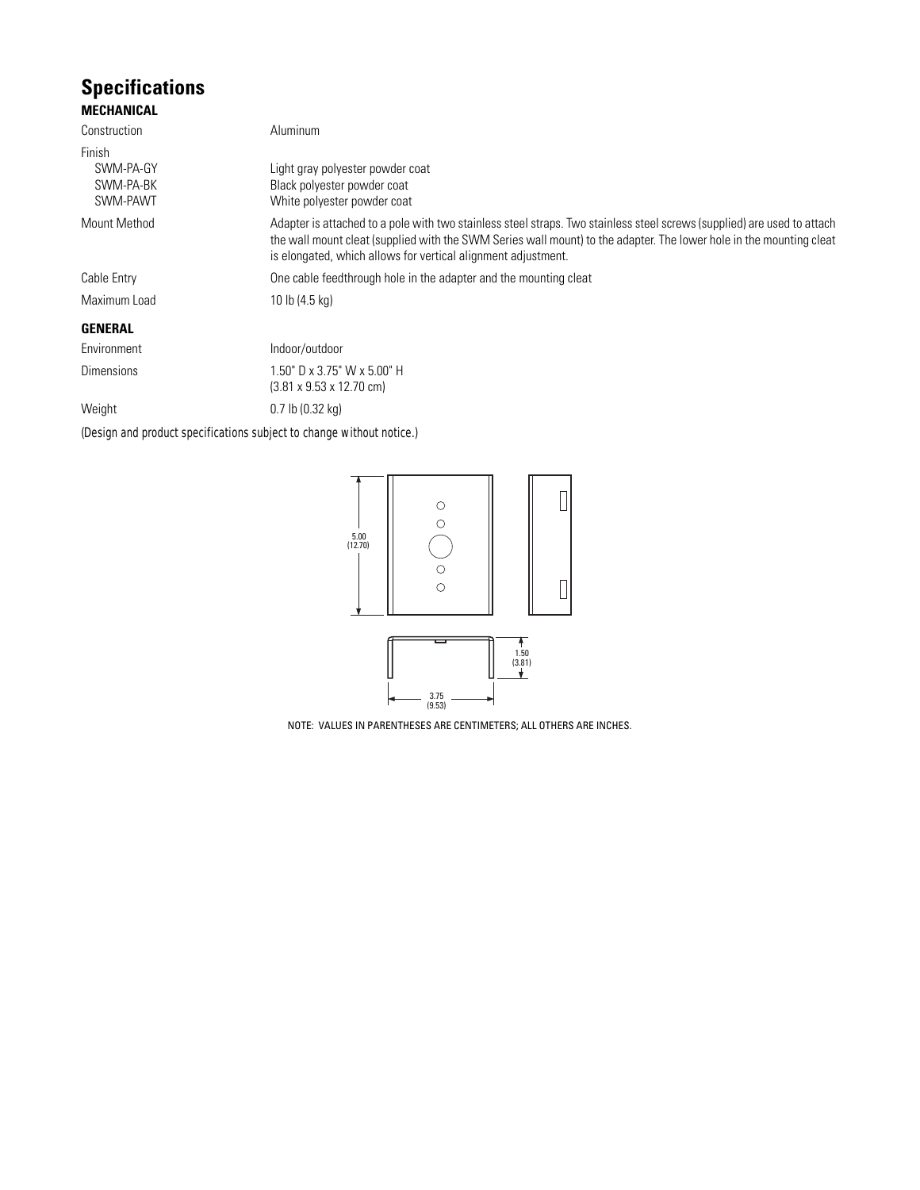## Specifications

### MECHANICAL

| | |
|---|---|
| Construction | Aluminum |
| Finish | |
| SWM-PA-GY | Light gray polyester powder coat |
| SWM-PA-BK | Black polyester powder coat |
| SWM-PAWT | White polyester powder coat |
| Mount Method | Adapter is attached to a pole with two stainless steel straps. Two stainless steel screws (supplied) are used to attach the wall mount cleat (supplied with the SWM Series wall mount) to the adapter. The lower hole in the mounting cleat is elongated, which allows for vertical alignment adjustment. |
| Cable Entry | One cable feedthrough hole in the adapter and the mounting cleat |
| Maximum Load | 10 lb (4.5 kg) |

### GENERAL

| | |
|---|---|
| Environment | Indoor/outdoor |
| Dimensions | 1.50" D x 3.75" W x 5.00" H (3.81 x 9.53 x 12.70 cm) |
| Weight | 0.7 lb (0.32 kg) |

*(Design and product specifications subject to change without notice.)*

5.00 (12.70)

1.50 (3.81)

3.75 (9.53)

NOTE: VALUES IN PARENTHESES ARE CENTIMETERS; ALL OTHERS ARE INCHES.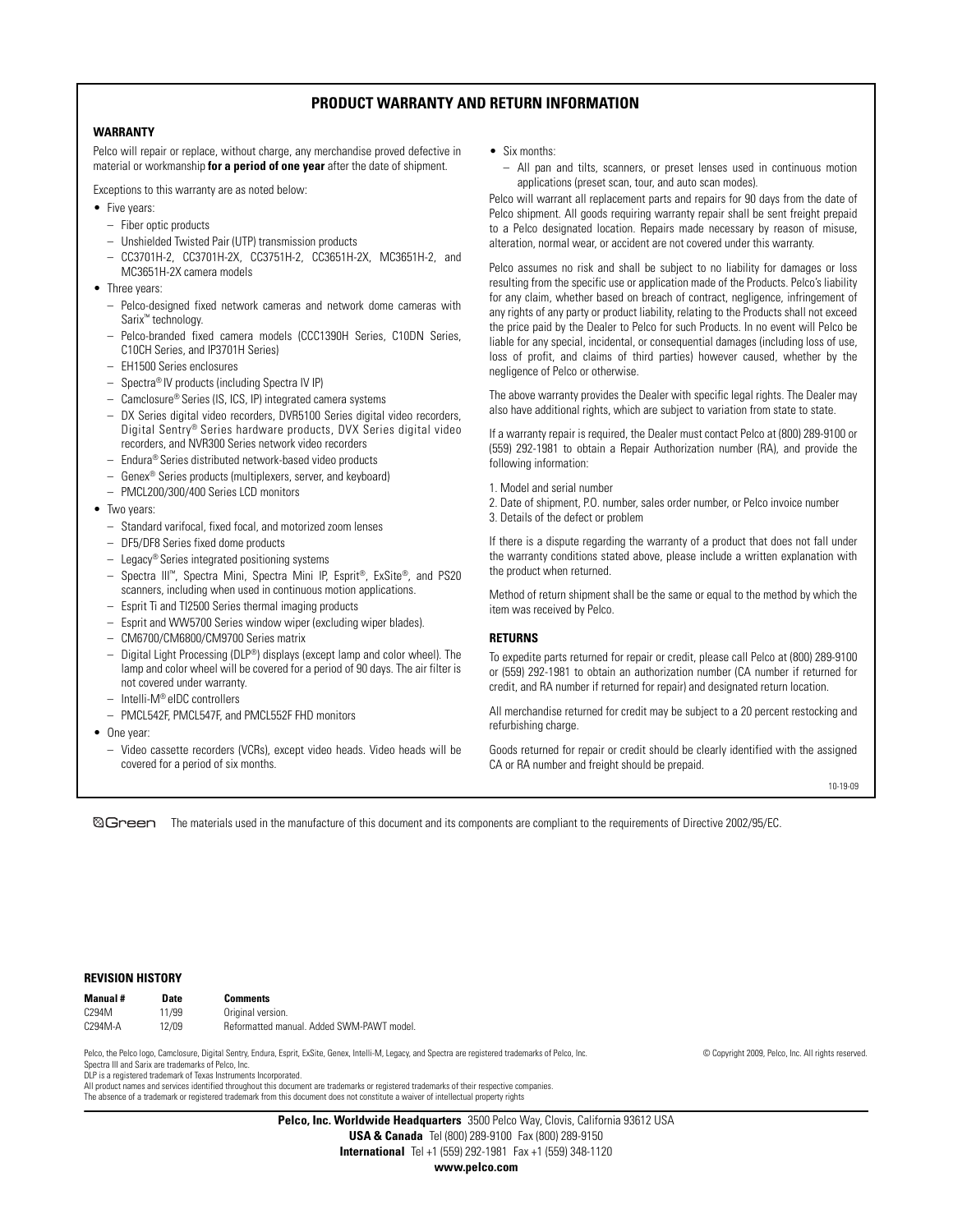## PRODUCT WARRANTY AND RETURN INFORMATION

### WARRANTY

Pelco will repair or replace, without charge, any merchandise proved defective in material or workmanship **for a period of one year** after the date of shipment.

Exceptions to this warranty are as noted below:

- Five years:
  - Fiber optic products
  - Unshielded Twisted Pair (UTP) transmission products
  - CC3701H-2, CC3701H-2X, CC3751H-2, CC3651H-2X, MC3651H-2, and MC3651H-2X camera models
- Three years:
  - Pelco-designed fixed network cameras and network dome cameras with Sarix™ technology.
  - Pelco-branded fixed camera models (CCC1390H Series, C10DN Series, C10CH Series, and IP3701H Series)
  - EH1500 Series enclosures
  - Spectra® IV products (including Spectra IV IP)
  - Camclosure® Series (IS, ICS, IP) integrated camera systems
  - DX Series digital video recorders, DVR5100 Series digital video recorders, Digital Sentry® Series hardware products, DVX Series digital video recorders, and NVR300 Series network video recorders
  - Endura® Series distributed network-based video products
  - Genex® Series products (multiplexers, server, and keyboard)
  - PMCL200/300/400 Series LCD monitors
- Two years:
  - Standard varifocal, fixed focal, and motorized zoom lenses
  - DF5/DF8 Series fixed dome products
  - Legacy® Series integrated positioning systems
  - Spectra III™, Spectra Mini, Spectra Mini IP, Esprit®, ExSite®, and PS20 scanners, including when used in continuous motion applications.
  - Esprit Ti and TI2500 Series thermal imaging products
  - Esprit and WW5700 Series window wiper (excluding wiper blades).
  - CM6700/CM6800/CM9700 Series matrix
  - Digital Light Processing (DLP®) displays (except lamp and color wheel). The lamp and color wheel will be covered for a period of 90 days. The air filter is not covered under warranty.
  - Intelli-M® eIDC controllers
  - PMCL542F, PMCL547F, and PMCL552F FHD monitors
- One year:
  - Video cassette recorders (VCRs), except video heads. Video heads will be covered for a period of six months.
- Six months:
  - All pan and tilts, scanners, or preset lenses used in continuous motion applications (preset scan, tour, and auto scan modes).

Pelco will warrant all replacement parts and repairs for 90 days from the date of Pelco shipment. All goods requiring warranty repair shall be sent freight prepaid to a Pelco designated location. Repairs made necessary by reason of misuse, alteration, normal wear, or accident are not covered under this warranty.

Pelco assumes no risk and shall be subject to no liability for damages or loss resulting from the specific use or application made of the Products. Pelco's liability for any claim, whether based on breach of contract, negligence, infringement of any rights of any party or product liability, relating to the Products shall not exceed the price paid by the Dealer to Pelco for such Products. In no event will Pelco be liable for any special, incidental, or consequential damages (including loss of use, loss of profit, and claims of third parties) however caused, whether by the negligence of Pelco or otherwise.

The above warranty provides the Dealer with specific legal rights. The Dealer may also have additional rights, which are subject to variation from state to state.

If a warranty repair is required, the Dealer must contact Pelco at (800) 289-9100 or (559) 292-1981 to obtain a Repair Authorization number (RA), and provide the following information:

1. Model and serial number
2. Date of shipment, P.O. number, sales order number, or Pelco invoice number
3. Details of the defect or problem

If there is a dispute regarding the warranty of a product that does not fall under the warranty conditions stated above, please include a written explanation with the product when returned.

Method of return shipment shall be the same or equal to the method by which the item was received by Pelco.

### RETURNS

To expedite parts returned for repair or credit, please call Pelco at (800) 289-9100 or (559) 292-1981 to obtain an authorization number (CA number if returned for credit, and RA number if returned for repair) and designated return location.

All merchandise returned for credit may be subject to a 20 percent restocking and refurbishing charge.

Goods returned for repair or credit should be clearly identified with the assigned CA or RA number and freight should be prepaid.

10-19-09

Green The materials used in the manufacture of this document and its components are compliant to the requirements of Directive 2002/95/EC.

### REVISION HISTORY

| Manual # | Date | Comments |
|---|---|---|
| C294M | 11/99 | Original version. |
| C294M-A | 12/09 | Reformatted manual. Added SWM-PAWT model. |

Pelco, the Pelco logo, Camclosure, Digital Sentry, Endura, Esprit, ExSite, Genex, Intelli-M, Legacy, and Spectra are registered trademarks of Pelco, Inc.
Spectra III and Sarix are trademarks of Pelco, Inc.
DLP is a registered trademark of Texas Instruments Incorporated.
All product names and services identified throughout this document are trademarks or registered trademarks of their respective companies.
The absence of a trademark or registered trademark from this document does not constitute a waiver of intellectual property rights

© Copyright 2009, Pelco, Inc. All rights reserved.

**Pelco, Inc. Worldwide Headquarters** 3500 Pelco Way, Clovis, California 93612 USA
**USA & Canada** Tel (800) 289-9100 Fax (800) 289-9150
**International** Tel +1 (559) 292-1981 Fax +1 (559) 348-1120
**www.pelco.com**